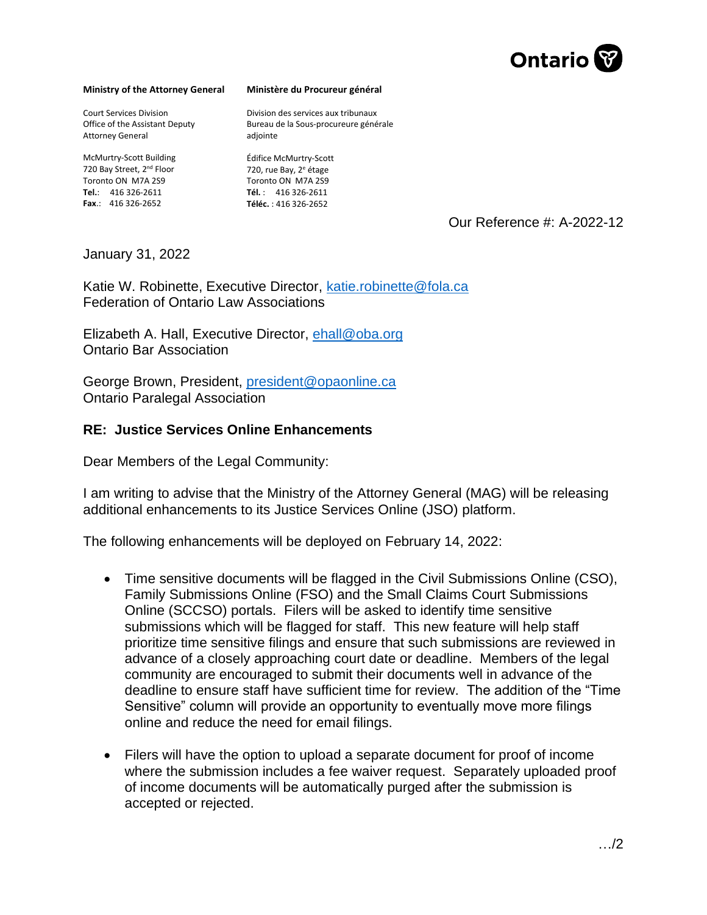Ontario

**Ministry of the Attorney General**

Court Services Division
Office of the Assistant Deputy Attorney General

McMurtry-Scott Building
720 Bay Street, 2nd Floor
Toronto ON M7A 2S9
**Tel.**: 416 326-2611
**Fax.**: 416 326-2652

**Ministère du Procureur général**

Division des services aux tribunaux
Bureau de la Sous-procureure générale adjointe

Édifice McMurtry-Scott
720, rue Bay, 2e étage
Toronto ON M7A 2S9
**Tél.** : 416 326-2611
**Téléc.** : 416 326-2652

Our Reference #: A-2022-12

January 31, 2022

Katie W. Robinette, Executive Director, katie.robinette@fola.ca
Federation of Ontario Law Associations

Elizabeth A. Hall, Executive Director, ehall@oba.org
Ontario Bar Association

George Brown, President, president@opaonline.ca
Ontario Paralegal Association

**RE: Justice Services Online Enhancements**

Dear Members of the Legal Community:

I am writing to advise that the Ministry of the Attorney General (MAG) will be releasing additional enhancements to its Justice Services Online (JSO) platform.

The following enhancements will be deployed on February 14, 2022:

- Time sensitive documents will be flagged in the Civil Submissions Online (CSO), Family Submissions Online (FSO) and the Small Claims Court Submissions Online (SCCSO) portals. Filers will be asked to identify time sensitive submissions which will be flagged for staff. This new feature will help staff prioritize time sensitive filings and ensure that such submissions are reviewed in advance of a closely approaching court date or deadline. Members of the legal community are encouraged to submit their documents well in advance of the deadline to ensure staff have sufficient time for review. The addition of the "Time Sensitive" column will provide an opportunity to eventually move more filings online and reduce the need for email filings.

- Filers will have the option to upload a separate document for proof of income where the submission includes a fee waiver request. Separately uploaded proof of income documents will be automatically purged after the submission is accepted or rejected.

…/2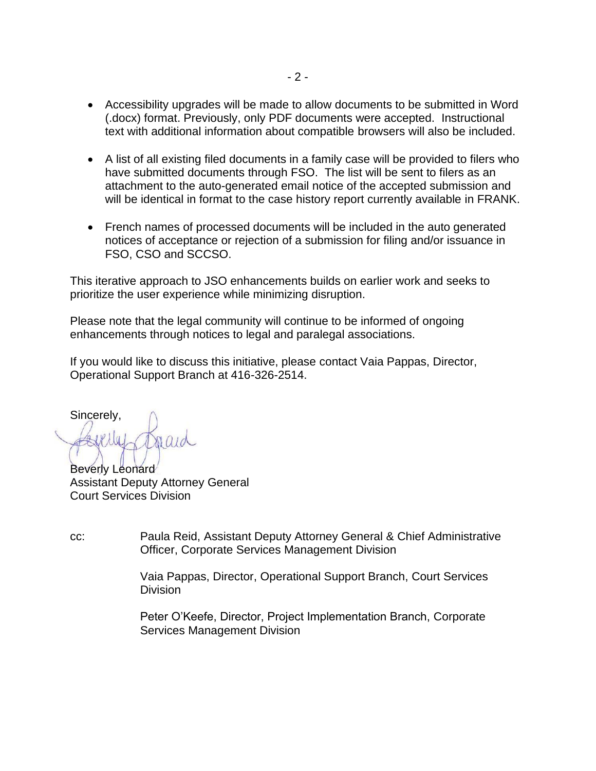- Accessibility upgrades will be made to allow documents to be submitted in Word (.docx) format. Previously, only PDF documents were accepted. Instructional text with additional information about compatible browsers will also be included.

- A list of all existing filed documents in a family case will be provided to filers who have submitted documents through FSO. The list will be sent to filers as an attachment to the auto-generated email notice of the accepted submission and will be identical in format to the case history report currently available in FRANK.

- French names of processed documents will be included in the auto generated notices of acceptance or rejection of a submission for filing and/or issuance in FSO, CSO and SCCSO.

This iterative approach to JSO enhancements builds on earlier work and seeks to prioritize the user experience while minimizing disruption.

Please note that the legal community will continue to be informed of ongoing enhancements through notices to legal and paralegal associations.

If you would like to discuss this initiative, please contact Vaia Pappas, Director, Operational Support Branch at 416-326-2514.

Sincerely,

Beverly Leonard
Assistant Deputy Attorney General
Court Services Division

cc: Paula Reid, Assistant Deputy Attorney General & Chief Administrative Officer, Corporate Services Management Division

Vaia Pappas, Director, Operational Support Branch, Court Services Division

Peter O'Keefe, Director, Project Implementation Branch, Corporate Services Management Division